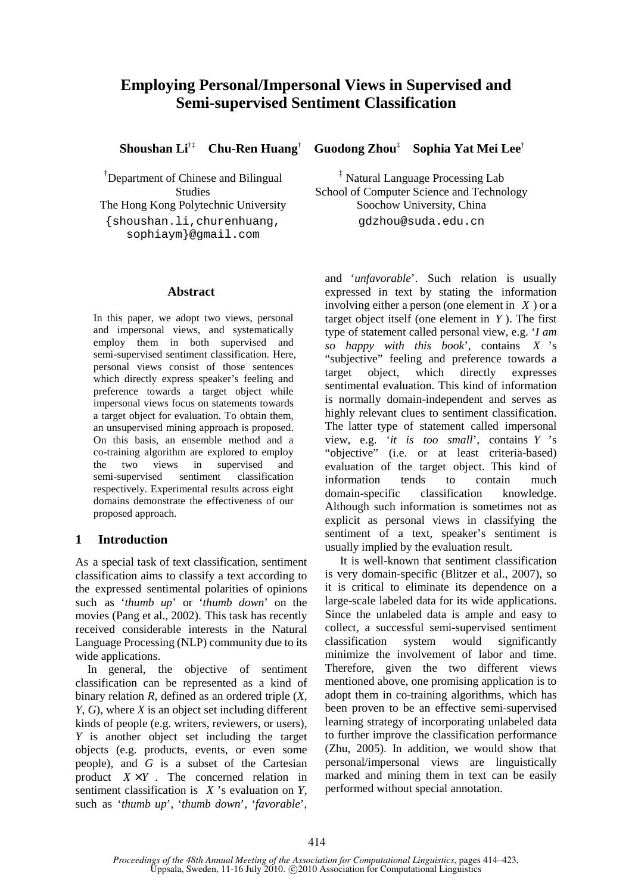# Employing Personal/Impersonal Views in Supervised and Semi-supervised Sentiment Classification

**Shoushan Li**[†‡] **Chu-Ren Huang**[†] **Guodong Zhou**[‡] **Sophia Yat Mei Lee**[†]

[†]Department of Chinese and Bilingual Studies
The Hong Kong Polytechnic University
{shoushan.li,churenhuang, sophiaym}@gmail.com

[‡] Natural Language Processing Lab
School of Computer Science and Technology
Soochow University, China
gdzhou@suda.edu.cn

## Abstract

In this paper, we adopt two views, personal and impersonal views, and systematically employ them in both supervised and semi-supervised sentiment classification. Here, personal views consist of those sentences which directly express speaker's feeling and preference towards a target object while impersonal views focus on statements towards a target object for evaluation. To obtain them, an unsupervised mining approach is proposed. On this basis, an ensemble method and a co-training algorithm are explored to employ the two views in supervised and semi-supervised sentiment classification respectively. Experimental results across eight domains demonstrate the effectiveness of our proposed approach.

## 1 Introduction

As a special task of text classification, sentiment classification aims to classify a text according to the expressed sentimental polarities of opinions such as '*thumb up*' or '*thumb down*' on the movies (Pang et al., 2002). This task has recently received considerable interests in the Natural Language Processing (NLP) community due to its wide applications.

In general, the objective of sentiment classification can be represented as a kind of binary relation *R*, defined as an ordered triple (*X*, *Y*, *G*), where *X* is an object set including different kinds of people (e.g. writers, reviewers, or users), *Y* is another object set including the target objects (e.g. products, events, or even some people), and *G* is a subset of the Cartesian product $X \times Y$. The concerned relation in sentiment classification is $X$'s evaluation on *Y*, such as '*thumb up*', '*thumb down*', '*favorable*', and '*unfavorable*'. Such relation is usually expressed in text by stating the information involving either a person (one element in $X$) or a target object itself (one element in $Y$). The first type of statement called personal view, e.g. '*I am so happy with this book*', contains $X$'s "subjective" feeling and preference towards a target object, which directly expresses sentimental evaluation. This kind of information is normally domain-independent and serves as highly relevant clues to sentiment classification. The latter type of statement called impersonal view, e.g. '*it is too small*', contains $Y$'s "objective" (i.e. or at least criteria-based) evaluation of the target object. This kind of information tends to contain much domain-specific classification knowledge. Although such information is sometimes not as explicit as personal views in classifying the sentiment of a text, speaker's sentiment is usually implied by the evaluation result.

It is well-known that sentiment classification is very domain-specific (Blitzer et al., 2007), so it is critical to eliminate its dependence on a large-scale labeled data for its wide applications. Since the unlabeled data is ample and easy to collect, a successful semi-supervised sentiment classification system would significantly minimize the involvement of labor and time. Therefore, given the two different views mentioned above, one promising application is to adopt them in co-training algorithms, which has been proven to be an effective semi-supervised learning strategy of incorporating unlabeled data to further improve the classification performance (Zhu, 2005). In addition, we would show that personal/impersonal views are linguistically marked and mining them in text can be easily performed without special annotation.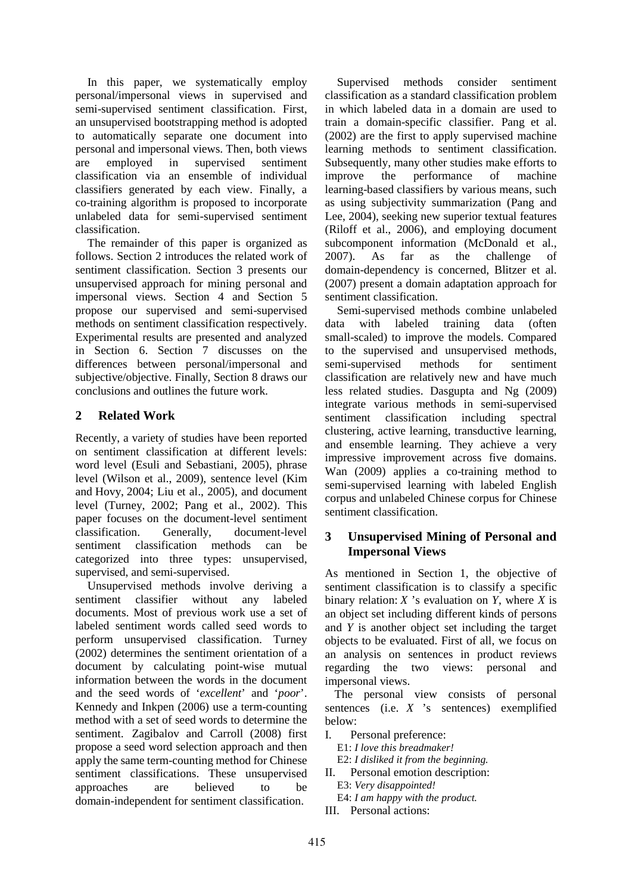In this paper, we systematically employ personal/impersonal views in supervised and semi-supervised sentiment classification. First, an unsupervised bootstrapping method is adopted to automatically separate one document into personal and impersonal views. Then, both views are employed in supervised sentiment classification via an ensemble of individual classifiers generated by each view. Finally, a co-training algorithm is proposed to incorporate unlabeled data for semi-supervised sentiment classification.

The remainder of this paper is organized as follows. Section 2 introduces the related work of sentiment classification. Section 3 presents our unsupervised approach for mining personal and impersonal views. Section 4 and Section 5 propose our supervised and semi-supervised methods on sentiment classification respectively. Experimental results are presented and analyzed in Section 6. Section 7 discusses on the differences between personal/impersonal and subjective/objective. Finally, Section 8 draws our conclusions and outlines the future work.

## 2 Related Work

Recently, a variety of studies have been reported on sentiment classification at different levels: word level (Esuli and Sebastiani, 2005), phrase level (Wilson et al., 2009), sentence level (Kim and Hovy, 2004; Liu et al., 2005), and document level (Turney, 2002; Pang et al., 2002). This paper focuses on the document-level sentiment classification. Generally, document-level sentiment classification methods can be categorized into three types: unsupervised, supervised, and semi-supervised.

Unsupervised methods involve deriving a sentiment classifier without any labeled documents. Most of previous work use a set of labeled sentiment words called seed words to perform unsupervised classification. Turney (2002) determines the sentiment orientation of a document by calculating point-wise mutual information between the words in the document and the seed words of '*excellent*' and '*poor*'. Kennedy and Inkpen (2006) use a term-counting method with a set of seed words to determine the sentiment. Zagibalov and Carroll (2008) first propose a seed word selection approach and then apply the same term-counting method for Chinese sentiment classifications. These unsupervised approaches are believed to be domain-independent for sentiment classification.

Supervised methods consider sentiment classification as a standard classification problem in which labeled data in a domain are used to train a domain-specific classifier. Pang et al. (2002) are the first to apply supervised machine learning methods to sentiment classification. Subsequently, many other studies make efforts to improve the performance of machine learning-based classifiers by various means, such as using subjectivity summarization (Pang and Lee, 2004), seeking new superior textual features (Riloff et al., 2006), and employing document subcomponent information (McDonald et al., 2007). As far as the challenge of domain-dependency is concerned, Blitzer et al. (2007) present a domain adaptation approach for sentiment classification.

Semi-supervised methods combine unlabeled data with labeled training data (often small-scaled) to improve the models. Compared to the supervised and unsupervised methods, semi-supervised methods for sentiment classification are relatively new and have much less related studies. Dasgupta and Ng (2009) integrate various methods in semi-supervised sentiment classification including spectral clustering, active learning, transductive learning, and ensemble learning. They achieve a very impressive improvement across five domains. Wan (2009) applies a co-training method to semi-supervised learning with labeled English corpus and unlabeled Chinese corpus for Chinese sentiment classification.

## 3 Unsupervised Mining of Personal and Impersonal Views

As mentioned in Section 1, the objective of sentiment classification is to classify a specific binary relation: $X$ 's evaluation on $Y$, where $X$ is an object set including different kinds of persons and $Y$ is another object set including the target objects to be evaluated. First of all, we focus on an analysis on sentences in product reviews regarding the two views: personal and impersonal views.

The personal view consists of personal sentences (i.e. $X$ 's sentences) exemplified below:

I. Personal preference:
   E1: *I love this breadmaker!*
   E2: *I disliked it from the beginning.*

II. Personal emotion description:
   E3: *Very disappointed!*
   E4: *I am happy with the product.*

III. Personal actions: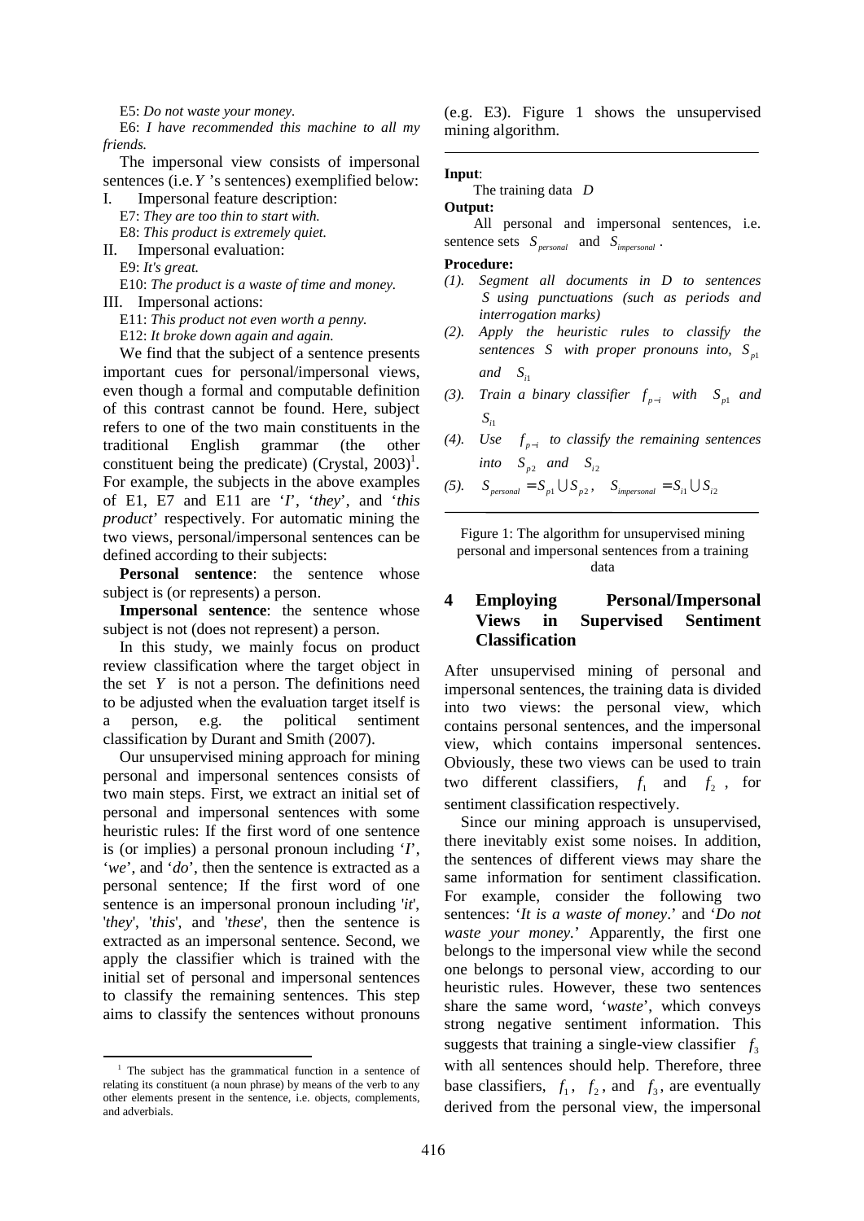E5: *Do not waste your money.*

E6: *I have recommended this machine to all my friends.*

The impersonal view consists of impersonal sentences (i.e. $Y$ 's sentences) exemplified below:

I. Impersonal feature description:

E7: *They are too thin to start with.*

E8: *This product is extremely quiet.*

II. Impersonal evaluation:

E9: *It's great.*

E10: *The product is a waste of time and money.*

III. Impersonal actions:

E11: *This product not even worth a penny.*

E12: *It broke down again and again.*

We find that the subject of a sentence presents important cues for personal/impersonal views, even though a formal and computable definition of this contrast cannot be found. Here, subject refers to one of the two main constituents in the traditional English grammar (the other constituent being the predicate) (Crystal, 2003)[1]. For example, the subjects in the above examples of E1, E7 and E11 are '*I*', '*they*', and '*this product*' respectively. For automatic mining the two views, personal/impersonal sentences can be defined according to their subjects:

**Personal sentence**: the sentence whose subject is (or represents) a person.

**Impersonal sentence**: the sentence whose subject is not (does not represent) a person.

In this study, we mainly focus on product review classification where the target object in the set $Y$ is not a person. The definitions need to be adjusted when the evaluation target itself is a person, e.g. the political sentiment classification by Durant and Smith (2007).

Our unsupervised mining approach for mining personal and impersonal sentences consists of two main steps. First, we extract an initial set of personal and impersonal sentences with some heuristic rules: If the first word of one sentence is (or implies) a personal pronoun including '*I*', '*we*', and '*do*', then the sentence is extracted as a personal sentence; If the first word of one sentence is an impersonal pronoun including '*it*', '*they*', '*this*', and '*these*', then the sentence is extracted as an impersonal sentence. Second, we apply the classifier which is trained with the initial set of personal and impersonal sentences to classify the remaining sentences. This step aims to classify the sentences without pronouns (e.g. E3). Figure 1 shows the unsupervised mining algorithm.

---

**Input**:

The training data $D$

**Output:**

All personal and impersonal sentences, i.e. sentence sets $S_{personal}$ and $S_{impersonal}$.

**Procedure:**

*(1). Segment all documents in $D$ to sentences $S$ using punctuations (such as periods and interrogation marks)*

*(2). Apply the heuristic rules to classify the sentences $S$ with proper pronouns into, $S_{p1}$ and $S_{i1}$*

*(3). Train a binary classifier $f_{p-i}$ with $S_{p1}$ and $S_{i1}$*

*(4). Use $f_{p-i}$ to classify the remaining sentences into $S_{p2}$ and $S_{i2}$*

*(5).* $S_{personal} = S_{p1} \cup S_{p2}$, $S_{impersonal} = S_{i1} \cup S_{i2}$

---

Figure 1: The algorithm for unsupervised mining personal and impersonal sentences from a training data

## 4 Employing Personal/Impersonal Views in Supervised Sentiment Classification

After unsupervised mining of personal and impersonal sentences, the training data is divided into two views: the personal view, which contains personal sentences, and the impersonal view, which contains impersonal sentences. Obviously, these two views can be used to train two different classifiers, $f_1$ and $f_2$, for sentiment classification respectively.

Since our mining approach is unsupervised, there inevitably exist some noises. In addition, the sentences of different views may share the same information for sentiment classification. For example, consider the following two sentences: '*It is a waste of money*.' and '*Do not waste your money.*' Apparently, the first one belongs to the impersonal view while the second one belongs to personal view, according to our heuristic rules. However, these two sentences share the same word, '*waste*', which conveys strong negative sentiment information. This suggests that training a single-view classifier $f_3$ with all sentences should help. Therefore, three base classifiers, $f_1$, $f_2$, and $f_3$, are eventually derived from the personal view, the impersonal

[1] The subject has the grammatical function in a sentence of relating its constituent (a noun phrase) by means of the verb to any other elements present in the sentence, i.e. objects, complements, and adverbials.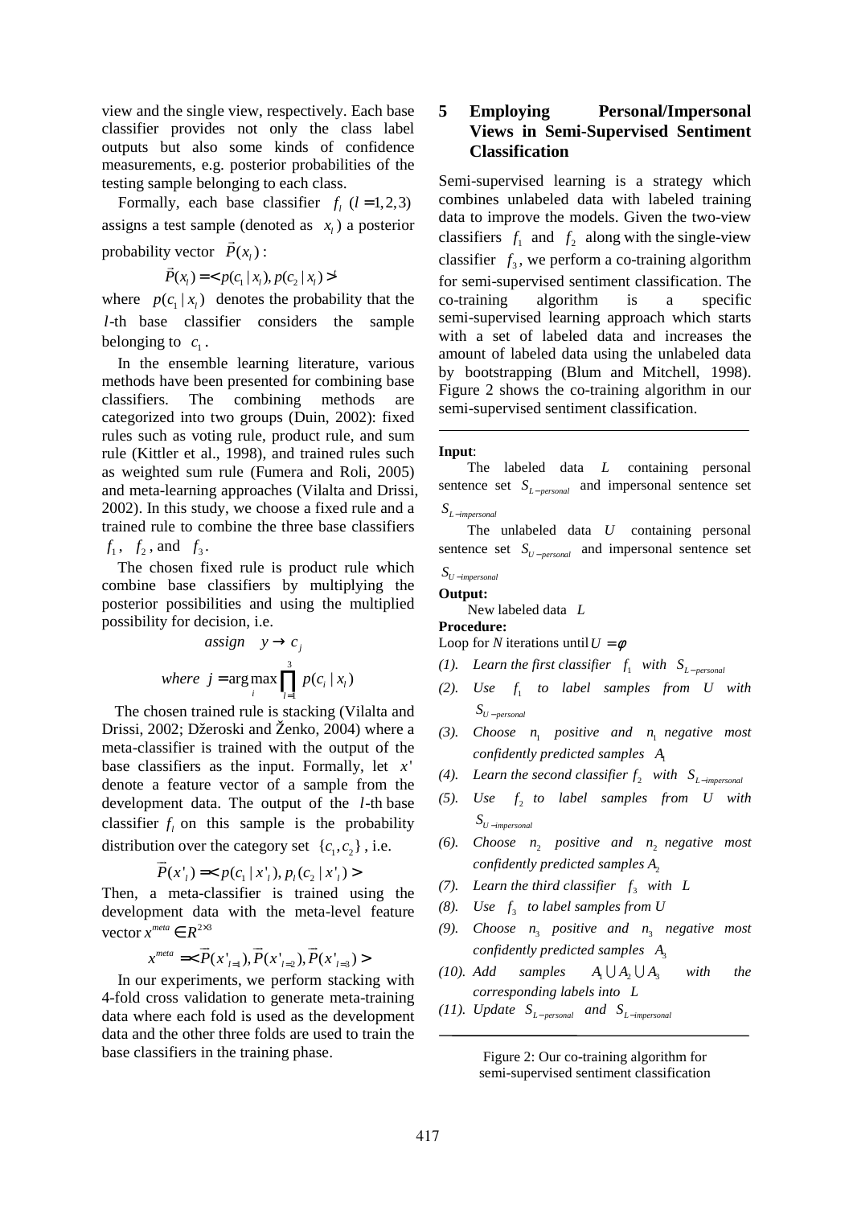view and the single view, respectively. Each base classifier provides not only the class label outputs but also some kinds of confidence measurements, e.g. posterior probabilities of the testing sample belonging to each class.

Formally, each base classifier $f_l$ $(l = 1,2,3)$ assigns a test sample (denoted as $x_l$) a posterior probability vector $\vec{P}(x_l)$:

$$\vec{P}(x_l) = < p(c_1 | x_l), p(c_2 | x_l) >^t$$

where $p(c_1 | x_l)$ denotes the probability that the $l$-th base classifier considers the sample belonging to $c_1$.

In the ensemble learning literature, various methods have been presented for combining base classifiers. The combining methods are categorized into two groups (Duin, 2002): fixed rules such as voting rule, product rule, and sum rule (Kittler et al., 1998), and trained rules such as weighted sum rule (Fumera and Roli, 2005) and meta-learning approaches (Vilalta and Drissi, 2002). In this study, we choose a fixed rule and a trained rule to combine the three base classifiers $f_1$, $f_2$, and $f_3$.

The chosen fixed rule is product rule which combine base classifiers by multiplying the posterior possibilities and using the multiplied possibility for decision, i.e.

$$assign \quad y \to c_j$$

$$where \;\; j = \arg\max_i \prod_{l=1}^{3} p(c_i | x_l)$$

The chosen trained rule is stacking (Vilalta and Drissi, 2002; Džeroski and Ženko, 2004) where a meta-classifier is trained with the output of the base classifiers as the input. Formally, let $x'$ denote a feature vector of a sample from the development data. The output of the $l$-th base classifier $f_l$ on this sample is the probability distribution over the category set $\{c_1, c_2\}$, i.e.

$$\vec{P}(x'_l) = < p(c_1 | x'_l), p_l(c_2 | x'_l) >$$

Then, a meta-classifier is trained using the development data with the meta-level feature vector $x^{meta} \in R^{2\times 3}$

$$x^{meta} = < \vec{P}(x'_{l=1}), \vec{P}(x'_{l=2}), \vec{P}(x'_{l=3}) >$$

In our experiments, we perform stacking with 4-fold cross validation to generate meta-training data where each fold is used as the development data and the other three folds are used to train the base classifiers in the training phase.

# 5 Employing Personal/Impersonal Views in Semi-Supervised Sentiment Classification

Semi-supervised learning is a strategy which combines unlabeled data with labeled training data to improve the models. Given the two-view classifiers $f_1$ and $f_2$ along with the single-view classifier $f_3$, we perform a co-training algorithm for semi-supervised sentiment classification. The co-training algorithm is a specific semi-supervised learning approach which starts with a set of labeled data and increases the amount of labeled data using the unlabeled data by bootstrapping (Blum and Mitchell, 1998). Figure 2 shows the co-training algorithm in our semi-supervised sentiment classification.

---

**Input**:

The labeled data $L$ containing personal sentence set $S_{L-personal}$ and impersonal sentence set $S_{L-impersonal}$

The unlabeled data $U$ containing personal sentence set $S_{U-personal}$ and impersonal sentence set $S_{U-impersonal}$

**Output:**

New labeled data $L$

**Procedure:**

Loop for *N* iterations until $U = \phi$

*(1). Learn the first classifier $f_1$ with $S_{L-personal}$*

*(2). Use $f_1$ to label samples from $U$ with $S_{U-personal}$*

*(3). Choose $n_1$ positive and $n_1$ negative most confidently predicted samples $A_1$*

*(4). Learn the second classifier $f_2$ with $S_{L-impersonal}$*

*(5). Use $f_2$ to label samples from $U$ with $S_{U-impersonal}$*

*(6). Choose $n_2$ positive and $n_2$ negative most confidently predicted samples $A_2$*

*(7). Learn the third classifier $f_3$ with $L$*

*(8). Use $f_3$ to label samples from $U$*

*(9). Choose $n_3$ positive and $n_3$ negative most confidently predicted samples $A_3$*

*(10). Add samples $A_1 \cup A_2 \cup A_3$ with the corresponding labels into $L$*

*(11). Update $S_{L-personal}$ and $S_{L-impersonal}$*

---

Figure 2: Our co-training algorithm for semi-supervised sentiment classification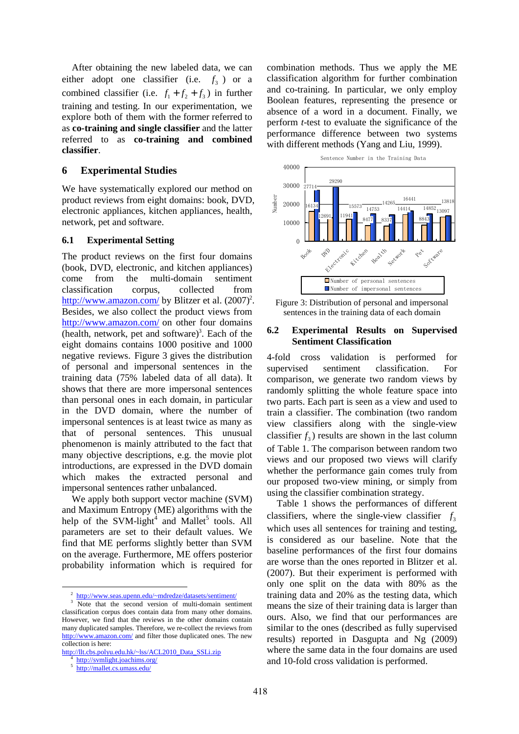After obtaining the new labeled data, we can either adopt one classifier (i.e. $f_3$ ) or a combined classifier (i.e. $f_1 + f_2 + f_3$) in further training and testing. In our experimentation, we explore both of them with the former referred to as **co-training and single classifier** and the latter referred to as **co-training and combined classifier**.

## 6 Experimental Studies

We have systematically explored our method on product reviews from eight domains: book, DVD, electronic appliances, kitchen appliances, health, network, pet and software.

### 6.1 Experimental Setting

The product reviews on the first four domains (book, DVD, electronic, and kitchen appliances) come from the multi-domain sentiment classification corpus, collected from http://www.amazon.com/ by Blitzer et al. (2007)[2]. Besides, we also collect the product views from http://www.amazon.com/ on other four domains (health, network, pet and software)[3]. Each of the eight domains contains 1000 positive and 1000 negative reviews. Figure 3 gives the distribution of personal and impersonal sentences in the training data (75% labeled data of all data). It shows that there are more impersonal sentences than personal ones in each domain, in particular in the DVD domain, where the number of impersonal sentences is at least twice as many as that of personal sentences. This unusual phenomenon is mainly attributed to the fact that many objective descriptions, e.g. the movie plot introductions, are expressed in the DVD domain which makes the extracted personal and impersonal sentences rather unbalanced.

We apply both support vector machine (SVM) and Maximum Entropy (ME) algorithms with the help of the SVM-light[4] and Mallet[5] tools. All parameters are set to their default values. We find that ME performs slightly better than SVM on the average. Furthermore, ME offers posterior probability information which is required for combination methods. Thus we apply the ME classification algorithm for further combination and co-training. In particular, we only employ Boolean features, representing the presence or absence of a word in a document. Finally, we perform *t*-test to evaluate the significance of the performance difference between two systems with different methods (Yang and Liu, 1999).

Figure 3: Distribution of personal and impersonal sentences in the training data of each domain

### 6.2 Experimental Results on Supervised Sentiment Classification

4-fold cross validation is performed for supervised sentiment classification. For comparison, we generate two random views by randomly splitting the whole feature space into two parts. Each part is seen as a view and used to train a classifier. The combination (two random view classifiers along with the single-view classifier $f_3$) results are shown in the last column of Table 1. The comparison between random two views and our proposed two views will clarify whether the performance gain comes truly from our proposed two-view mining, or simply from using the classifier combination strategy.

Table 1 shows the performances of different classifiers, where the single-view classifier $f_3$ which uses all sentences for training and testing, is considered as our baseline. Note that the baseline performances of the first four domains are worse than the ones reported in Blitzer et al. (2007). But their experiment is performed with only one split on the data with 80% as the training data and 20% as the testing data, which means the size of their training data is larger than ours. Also, we find that our performances are similar to the ones (described as fully supervised results) reported in Dasgupta and Ng (2009) where the same data in the four domains are used and 10-fold cross validation is performed.

---

[2] http://www.seas.upenn.edu/~mdredze/datasets/sentiment/

[3] Note that the second version of multi-domain sentiment classification corpus does contain data from many other domains. However, we find that the reviews in the other domains contain many duplicated samples. Therefore, we re-collect the reviews from http://www.amazon.com/ and filter those duplicated ones. The new collection is here: http://llt.cbs.polyu.edu.hk/~lss/ACL2010_Data_SSLi.zip

[4] http://svmlight.joachims.org/

[5] http://mallet.cs.umass.edu/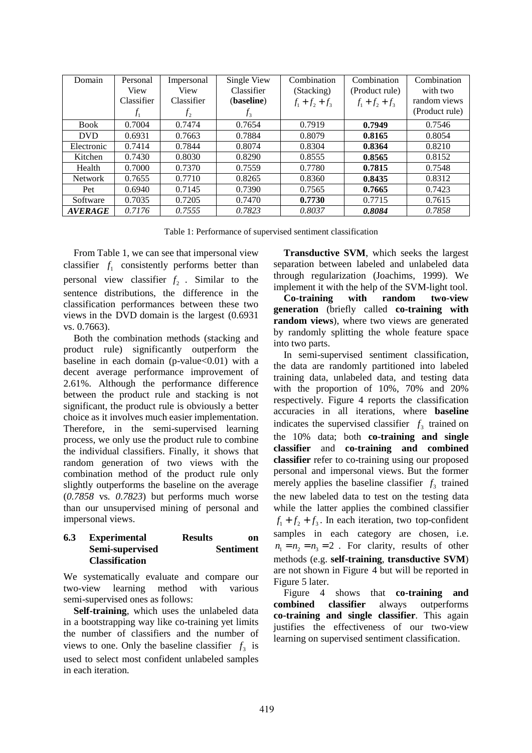| Domain | Personal View Classifier $f_1$ | Impersonal View Classifier $f_2$ | Single View Classifier (**baseline**) $f_3$ | Combination (Stacking) $f_1 + f_2 + f_3$ | Combination (Product rule) $f_1 + f_2 + f_3$ | Combination with two random views (Product rule) |
|---|---|---|---|---|---|---|
| Book | 0.7004 | 0.7474 | 0.7654 | 0.7919 | **0.7949** | 0.7546 |
| DVD | 0.6931 | 0.7663 | 0.7884 | 0.8079 | **0.8165** | 0.8054 |
| Electronic | 0.7414 | 0.7844 | 0.8074 | 0.8304 | **0.8364** | 0.8210 |
| Kitchen | 0.7430 | 0.8030 | 0.8290 | 0.8555 | **0.8565** | 0.8152 |
| Health | 0.7000 | 0.7370 | 0.7559 | 0.7780 | **0.7815** | 0.7548 |
| Network | 0.7655 | 0.7710 | 0.8265 | 0.8360 | **0.8435** | 0.8312 |
| Pet | 0.6940 | 0.7145 | 0.7390 | 0.7565 | **0.7665** | 0.7423 |
| Software | 0.7035 | 0.7205 | 0.7470 | **0.7730** | 0.7715 | 0.7615 |
| ***AVERAGE*** | *0.7176* | *0.7555* | *0.7823* | *0.8037* | ***0.8084*** | *0.7858* |

Table 1: Performance of supervised sentiment classification

From Table 1, we can see that impersonal view classifier $f_1$ consistently performs better than personal view classifier $f_2$. Similar to the sentence distributions, the difference in the classification performances between these two views in the DVD domain is the largest (0.6931 vs. 0.7663).

Both the combination methods (stacking and product rule) significantly outperform the baseline in each domain (p-value<0.01) with a decent average performance improvement of 2.61%. Although the performance difference between the product rule and stacking is not significant, the product rule is obviously a better choice as it involves much easier implementation. Therefore, in the semi-supervised learning process, we only use the product rule to combine the individual classifiers. Finally, it shows that random generation of two views with the combination method of the product rule only slightly outperforms the baseline on the average (*0.7858* vs. *0.7823*) but performs much worse than our unsupervised mining of personal and impersonal views.

### 6.3 Experimental Results on Semi-supervised Sentiment Classification

We systematically evaluate and compare our two-view learning method with various semi-supervised ones as follows:

**Self-training**, which uses the unlabeled data in a bootstrapping way like co-training yet limits the number of classifiers and the number of views to one. Only the baseline classifier $f_3$ is used to select most confident unlabeled samples in each iteration.

**Transductive SVM**, which seeks the largest separation between labeled and unlabeled data through regularization (Joachims, 1999). We implement it with the help of the SVM-light tool.

**Co-training with random two-view generation** (briefly called **co-training with random views**), where two views are generated by randomly splitting the whole feature space into two parts.

In semi-supervised sentiment classification, the data are randomly partitioned into labeled training data, unlabeled data, and testing data with the proportion of 10%, 70% and 20% respectively. Figure 4 reports the classification accuracies in all iterations, where **baseline** indicates the supervised classifier $f_3$ trained on the 10% data; both **co-training and single classifier** and **co-training and combined classifier** refer to co-training using our proposed personal and impersonal views. But the former merely applies the baseline classifier $f_3$ trained the new labeled data to test on the testing data while the latter applies the combined classifier $f_1 + f_2 + f_3$. In each iteration, two top-confident samples in each category are chosen, i.e. $n_1 = n_2 = n_3 = 2$. For clarity, results of other methods (e.g. **self-training**, **transductive SVM**) are not shown in Figure 4 but will be reported in Figure 5 later.

Figure 4 shows that **co-training and combined classifier** always outperforms **co-training and single classifier**. This again justifies the effectiveness of our two-view learning on supervised sentiment classification.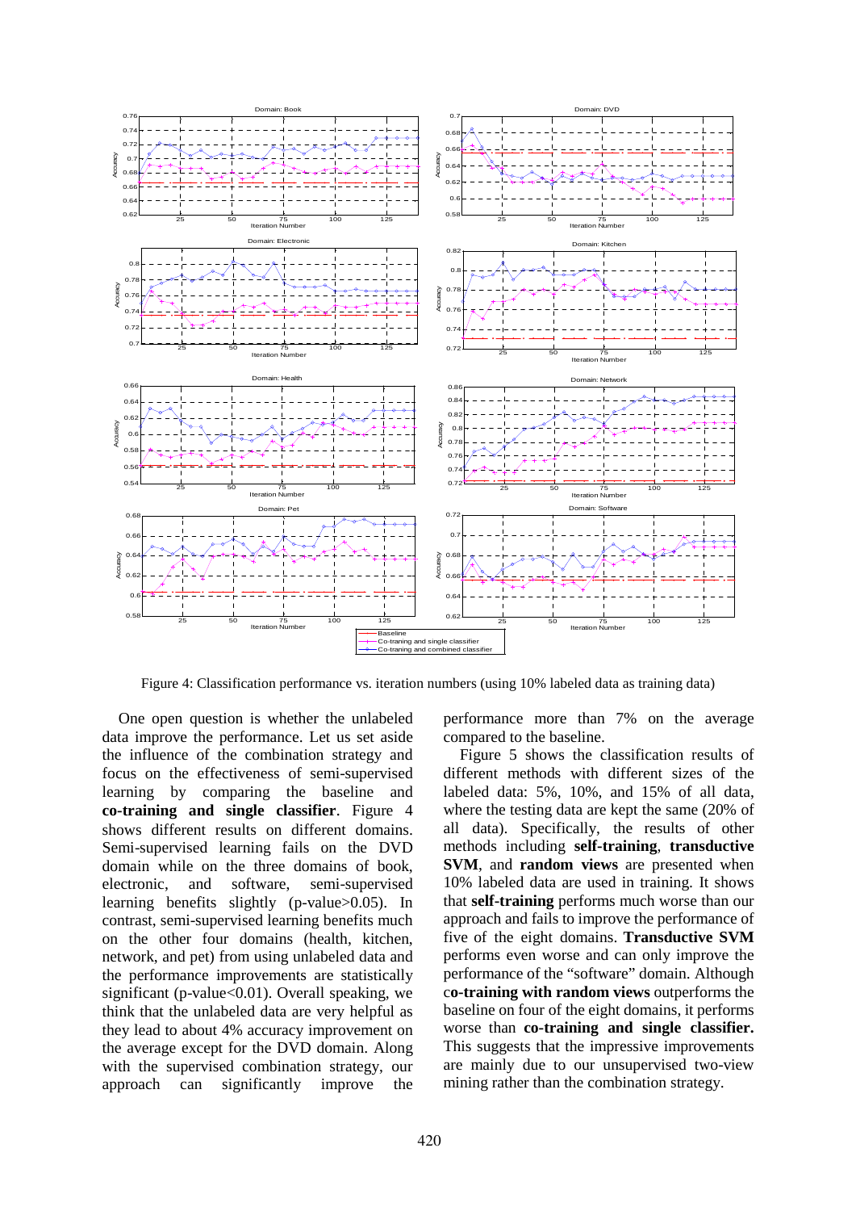Figure 4: Classification performance vs. iteration numbers (using 10% labeled data as training data)

One open question is whether the unlabeled data improve the performance. Let us set aside the influence of the combination strategy and focus on the effectiveness of semi-supervised learning by comparing the baseline and **co-training and single classifier**. Figure 4 shows different results on different domains. Semi-supervised learning fails on the DVD domain while on the three domains of book, electronic, and software, semi-supervised learning benefits slightly (p-value>0.05). In contrast, semi-supervised learning benefits much on the other four domains (health, kitchen, network, and pet) from using unlabeled data and the performance improvements are statistically significant (p-value<0.01). Overall speaking, we think that the unlabeled data are very helpful as they lead to about 4% accuracy improvement on the average except for the DVD domain. Along with the supervised combination strategy, our approach can significantly improve the performance more than 7% on the average compared to the baseline.

Figure 5 shows the classification results of different methods with different sizes of the labeled data: 5%, 10%, and 15% of all data, where the testing data are kept the same (20% of all data). Specifically, the results of other methods including **self-training**, **transductive SVM**, and **random views** are presented when 10% labeled data are used in training. It shows that **self-training** performs much worse than our approach and fails to improve the performance of five of the eight domains. **Transductive SVM** performs even worse and can only improve the performance of the "software" domain. Although c**o-training with random views** outperforms the baseline on four of the eight domains, it performs worse than **co-training and single classifier.** This suggests that the impressive improvements are mainly due to our unsupervised two-view mining rather than the combination strategy.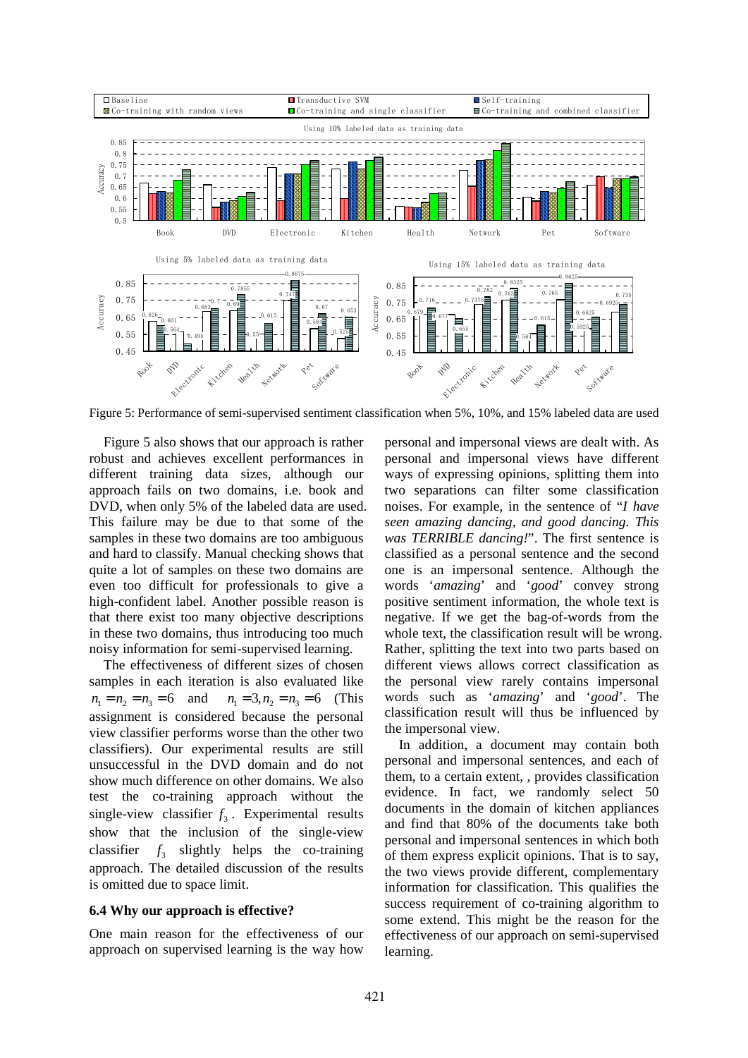Figure 5: Performance of semi-supervised sentiment classification when 5%, 10%, and 15% labeled data are used

Figure 5 also shows that our approach is rather robust and achieves excellent performances in different training data sizes, although our approach fails on two domains, i.e. book and DVD, when only 5% of the labeled data are used. This failure may be due to that some of the samples in these two domains are too ambiguous and hard to classify. Manual checking shows that quite a lot of samples on these two domains are even too difficult for professionals to give a high-confident label. Another possible reason is that there exist too many objective descriptions in these two domains, thus introducing too much noisy information for semi-supervised learning.

The effectiveness of different sizes of chosen samples in each iteration is also evaluated like $n_1 = n_2 = n_3 = 6$ and $n_1 = 3, n_2 = n_3 = 6$ (This assignment is considered because the personal view classifier performs worse than the other two classifiers). Our experimental results are still unsuccessful in the DVD domain and do not show much difference on other domains. We also test the co-training approach without the single-view classifier $f_3$. Experimental results show that the inclusion of the single-view classifier $f_3$ slightly helps the co-training approach. The detailed discussion of the results is omitted due to space limit.

### 6.4 Why our approach is effective?

One main reason for the effectiveness of our approach on supervised learning is the way how personal and impersonal views are dealt with. As personal and impersonal views have different ways of expressing opinions, splitting them into two separations can filter some classification noises. For example, in the sentence of "*I have seen amazing dancing, and good dancing. This was TERRIBLE dancing!*". The first sentence is classified as a personal sentence and the second one is an impersonal sentence. Although the words '*amazing*' and '*good*' convey strong positive sentiment information, the whole text is negative. If we get the bag-of-words from the whole text, the classification result will be wrong. Rather, splitting the text into two parts based on different views allows correct classification as the personal view rarely contains impersonal words such as '*amazing*' and '*good*'. The classification result will thus be influenced by the impersonal view.

In addition, a document may contain both personal and impersonal sentences, and each of them, to a certain extent, , provides classification evidence. In fact, we randomly select 50 documents in the domain of kitchen appliances and find that 80% of the documents take both personal and impersonal sentences in which both of them express explicit opinions. That is to say, the two views provide different, complementary information for classification. This qualifies the success requirement of co-training algorithm to some extend. This might be the reason for the effectiveness of our approach on semi-supervised learning.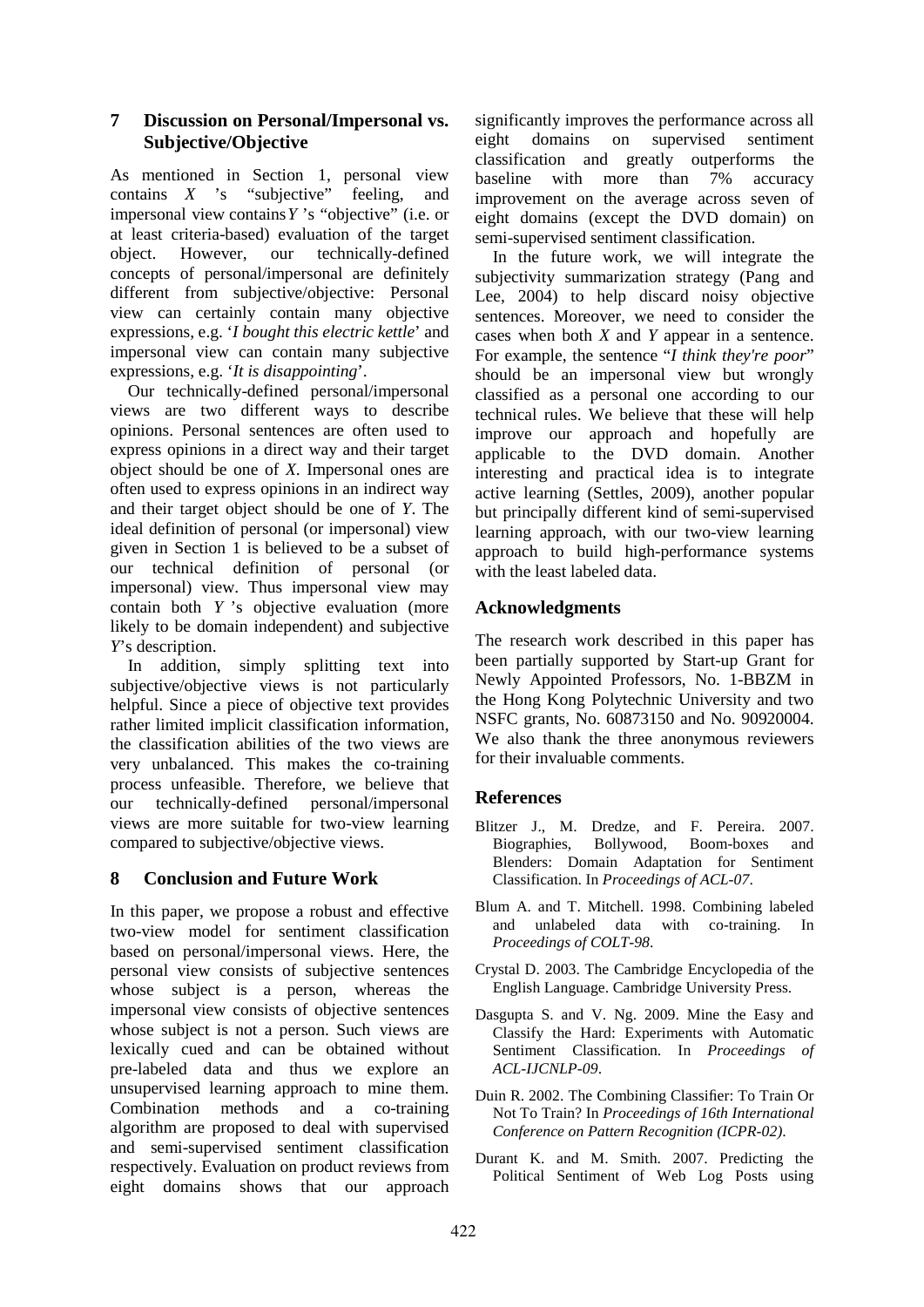## 7 Discussion on Personal/Impersonal vs. Subjective/Objective

As mentioned in Section 1, personal view contains $X$ 's "subjective" feeling, and impersonal view contains $Y$ 's "objective" (i.e. or at least criteria-based) evaluation of the target object. However, our technically-defined concepts of personal/impersonal are definitely different from subjective/objective: Personal view can certainly contain many objective expressions, e.g. '*I bought this electric kettle*' and impersonal view can contain many subjective expressions, e.g. '*It is disappointing*'.

Our technically-defined personal/impersonal views are two different ways to describe opinions. Personal sentences are often used to express opinions in a direct way and their target object should be one of $X$. Impersonal ones are often used to express opinions in an indirect way and their target object should be one of $Y$. The ideal definition of personal (or impersonal) view given in Section 1 is believed to be a subset of our technical definition of personal (or impersonal) view. Thus impersonal view may contain both $Y$ 's objective evaluation (more likely to be domain independent) and subjective $Y$'s description.

In addition, simply splitting text into subjective/objective views is not particularly helpful. Since a piece of objective text provides rather limited implicit classification information, the classification abilities of the two views are very unbalanced. This makes the co-training process unfeasible. Therefore, we believe that our technically-defined personal/impersonal views are more suitable for two-view learning compared to subjective/objective views.

## 8 Conclusion and Future Work

In this paper, we propose a robust and effective two-view model for sentiment classification based on personal/impersonal views. Here, the personal view consists of subjective sentences whose subject is a person, whereas the impersonal view consists of objective sentences whose subject is not a person. Such views are lexically cued and can be obtained without pre-labeled data and thus we explore an unsupervised learning approach to mine them. Combination methods and a co-training algorithm are proposed to deal with supervised and semi-supervised sentiment classification respectively. Evaluation on product reviews from eight domains shows that our approach significantly improves the performance across all eight domains on supervised sentiment classification and greatly outperforms the baseline with more than 7% accuracy improvement on the average across seven of eight domains (except the DVD domain) on semi-supervised sentiment classification.

In the future work, we will integrate the subjectivity summarization strategy (Pang and Lee, 2004) to help discard noisy objective sentences. Moreover, we need to consider the cases when both $X$ and $Y$ appear in a sentence. For example, the sentence "*I think they're poor*" should be an impersonal view but wrongly classified as a personal one according to our technical rules. We believe that these will help improve our approach and hopefully are applicable to the DVD domain. Another interesting and practical idea is to integrate active learning (Settles, 2009), another popular but principally different kind of semi-supervised learning approach, with our two-view learning approach to build high-performance systems with the least labeled data.

## Acknowledgments

The research work described in this paper has been partially supported by Start-up Grant for Newly Appointed Professors, No. 1-BBZM in the Hong Kong Polytechnic University and two NSFC grants, No. 60873150 and No. 90920004. We also thank the three anonymous reviewers for their invaluable comments.

## References

Blitzer J., M. Dredze, and F. Pereira. 2007. Biographies, Bollywood, Boom-boxes and Blenders: Domain Adaptation for Sentiment Classification. In *Proceedings of ACL-07*.

Blum A. and T. Mitchell. 1998. Combining labeled and unlabeled data with co-training. In *Proceedings of COLT-98*.

Crystal D. 2003. The Cambridge Encyclopedia of the English Language. Cambridge University Press.

Dasgupta S. and V. Ng. 2009. Mine the Easy and Classify the Hard: Experiments with Automatic Sentiment Classification. In *Proceedings of ACL-IJCNLP-09*.

Duin R. 2002. The Combining Classifier: To Train Or Not To Train? In *Proceedings of 16th International Conference on Pattern Recognition (ICPR-02)*.

Durant K. and M. Smith. 2007. Predicting the Political Sentiment of Web Log Posts using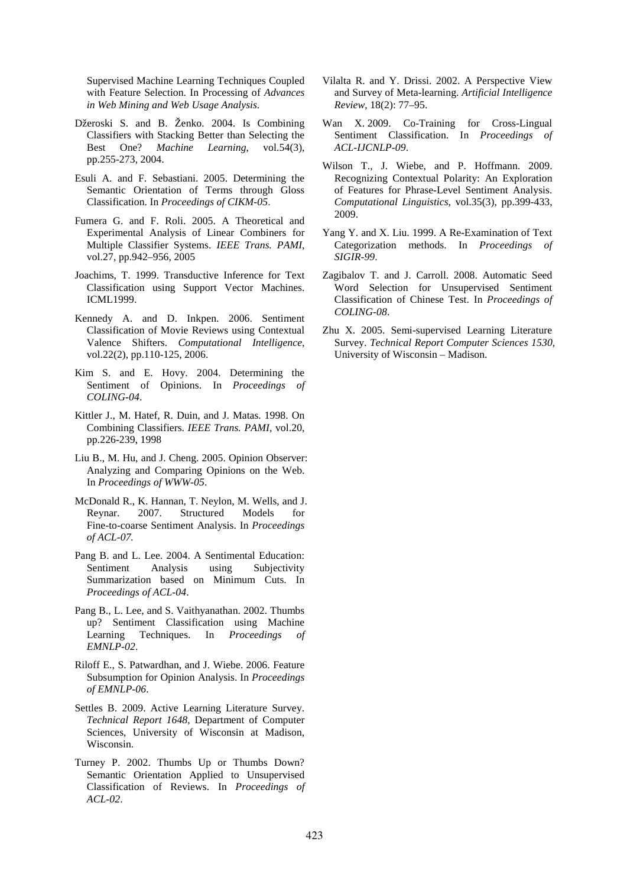Supervised Machine Learning Techniques Coupled with Feature Selection. In Processing of *Advances in Web Mining and Web Usage Analysis*.

Džeroski S. and B. Ženko. 2004. Is Combining Classifiers with Stacking Better than Selecting the Best One? *Machine Learning*, vol.54(3), pp.255-273, 2004.

Esuli A. and F. Sebastiani. 2005. Determining the Semantic Orientation of Terms through Gloss Classification. In *Proceedings of CIKM-05*.

Fumera G. and F. Roli. 2005. A Theoretical and Experimental Analysis of Linear Combiners for Multiple Classifier Systems. *IEEE Trans. PAMI*, vol.27, pp.942–956, 2005

Joachims, T. 1999. Transductive Inference for Text Classification using Support Vector Machines. ICML1999.

Kennedy A. and D. Inkpen. 2006. Sentiment Classification of Movie Reviews using Contextual Valence Shifters. *Computational Intelligence*, vol.22(2), pp.110-125, 2006.

Kim S. and E. Hovy. 2004. Determining the Sentiment of Opinions. In *Proceedings of COLING-04*.

Kittler J., M. Hatef, R. Duin, and J. Matas. 1998. On Combining Classifiers. *IEEE Trans. PAMI*, vol.20, pp.226-239, 1998

Liu B., M. Hu, and J. Cheng. 2005. Opinion Observer: Analyzing and Comparing Opinions on the Web. In *Proceedings of WWW-05*.

McDonald R., K. Hannan, T. Neylon, M. Wells, and J. Reynar. 2007. Structured Models for Fine-to-coarse Sentiment Analysis. In *Proceedings of ACL-07.*

Pang B. and L. Lee. 2004. A Sentimental Education: Sentiment Analysis using Subjectivity Summarization based on Minimum Cuts. In *Proceedings of ACL-04*.

Pang B., L. Lee, and S. Vaithyanathan. 2002. Thumbs up? Sentiment Classification using Machine Learning Techniques. In *Proceedings of EMNLP-02*.

Riloff E., S. Patwardhan, and J. Wiebe. 2006. Feature Subsumption for Opinion Analysis. In *Proceedings of EMNLP-06*.

Settles B. 2009. Active Learning Literature Survey. *Technical Report 1648*, Department of Computer Sciences, University of Wisconsin at Madison, Wisconsin.

Turney P. 2002. Thumbs Up or Thumbs Down? Semantic Orientation Applied to Unsupervised Classification of Reviews. In *Proceedings of ACL-02*.

Vilalta R. and Y. Drissi. 2002. A Perspective View and Survey of Meta-learning. *Artificial Intelligence Review*, 18(2): 77–95.

Wan X. 2009. Co-Training for Cross-Lingual Sentiment Classification. In *Proceedings of ACL-IJCNLP-09*.

Wilson T., J. Wiebe, and P. Hoffmann. 2009. Recognizing Contextual Polarity: An Exploration of Features for Phrase-Level Sentiment Analysis. *Computational Linguistics*, vol.35(3), pp.399-433, 2009.

Yang Y. and X. Liu. 1999. A Re-Examination of Text Categorization methods. In *Proceedings of SIGIR-99*.

Zagibalov T. and J. Carroll. 2008. Automatic Seed Word Selection for Unsupervised Sentiment Classification of Chinese Test. In *Proceedings of COLING-08*.

Zhu X. 2005. Semi-supervised Learning Literature Survey. *Technical Report Computer Sciences 1530*, University of Wisconsin – Madison.